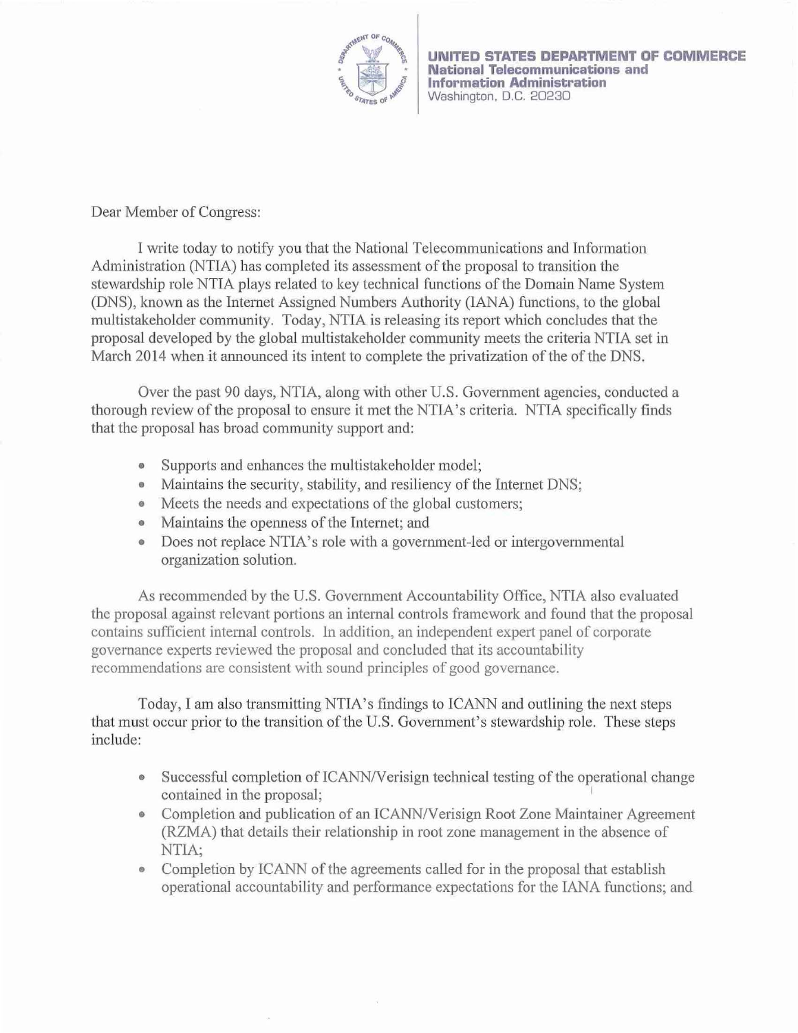UNITED STATES DEPARTMENT OF COMMERCE
National Telecommunications and Information Administration
Washington, D.C. 20230

Dear Member of Congress:

I write today to notify you that the National Telecommunications and Information Administration (NTIA) has completed its assessment of the proposal to transition the stewardship role NTIA plays related to key technical functions of the Domain Name System (DNS), known as the Internet Assigned Numbers Authority (IANA) functions, to the global multistakeholder community. Today, NTIA is releasing its report which concludes that the proposal developed by the global multistakeholder community meets the criteria NTIA set in March 2014 when it announced its intent to complete the privatization of the of the DNS.

Over the past 90 days, NTIA, along with other U.S. Government agencies, conducted a thorough review of the proposal to ensure it met the NTIA's criteria. NTIA specifically finds that the proposal has broad community support and:

- Supports and enhances the multistakeholder model;
- Maintains the security, stability, and resiliency of the Internet DNS;
- Meets the needs and expectations of the global customers;
- Maintains the openness of the Internet; and
- Does not replace NTIA's role with a government-led or intergovernmental organization solution.

As recommended by the U.S. Government Accountability Office, NTIA also evaluated the proposal against relevant portions an internal controls framework and found that the proposal contains sufficient internal controls. In addition, an independent expert panel of corporate governance experts reviewed the proposal and concluded that its accountability recommendations are consistent with sound principles of good governance.

Today, I am also transmitting NTIA's findings to ICANN and outlining the next steps that must occur prior to the transition of the U.S. Government's stewardship role. These steps include:

- Successful completion of ICANN/Verisign technical testing of the operational change contained in the proposal;
- Completion and publication of an ICANN/Verisign Root Zone Maintainer Agreement (RZMA) that details their relationship in root zone management in the absence of NTIA;
- Completion by ICANN of the agreements called for in the proposal that establish operational accountability and performance expectations for the IANA functions; and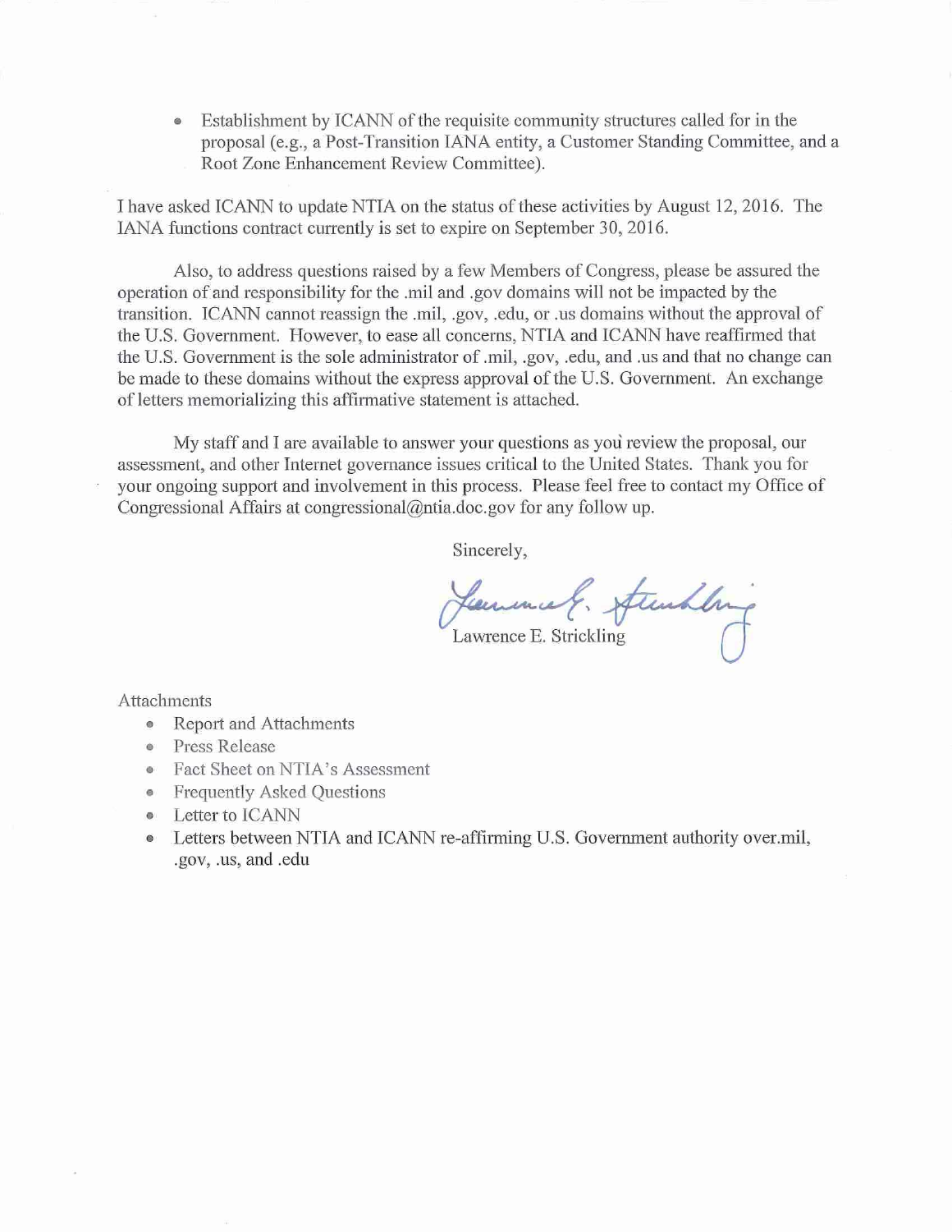- Establishment by ICANN of the requisite community structures called for in the proposal (e.g., a Post-Transition IANA entity, a Customer Standing Committee, and a Root Zone Enhancement Review Committee).

I have asked ICANN to update NTIA on the status of these activities by August 12, 2016. The IANA functions contract currently is set to expire on September 30, 2016.

Also, to address questions raised by a few Members of Congress, please be assured the operation of and responsibility for the .mil and .gov domains will not be impacted by the transition. ICANN cannot reassign the .mil, .gov, .edu, or .us domains without the approval of the U.S. Government. However, to ease all concerns, NTIA and ICANN have reaffirmed that the U.S. Government is the sole administrator of .mil, .gov, .edu, and .us and that no change can be made to these domains without the express approval of the U.S. Government. An exchange of letters memorializing this affirmative statement is attached.

My staff and I are available to answer your questions as you review the proposal, our assessment, and other Internet governance issues critical to the United States. Thank you for your ongoing support and involvement in this process. Please feel free to contact my Office of Congressional Affairs at congressional@ntia.doc.gov for any follow up.

Sincerely,

Lawrence E. Strickling

Attachments

- Report and Attachments
- Press Release
- Fact Sheet on NTIA's Assessment
- Frequently Asked Questions
- Letter to ICANN
- Letters between NTIA and ICANN re-affirming U.S. Government authority over.mil, .gov, .us, and .edu